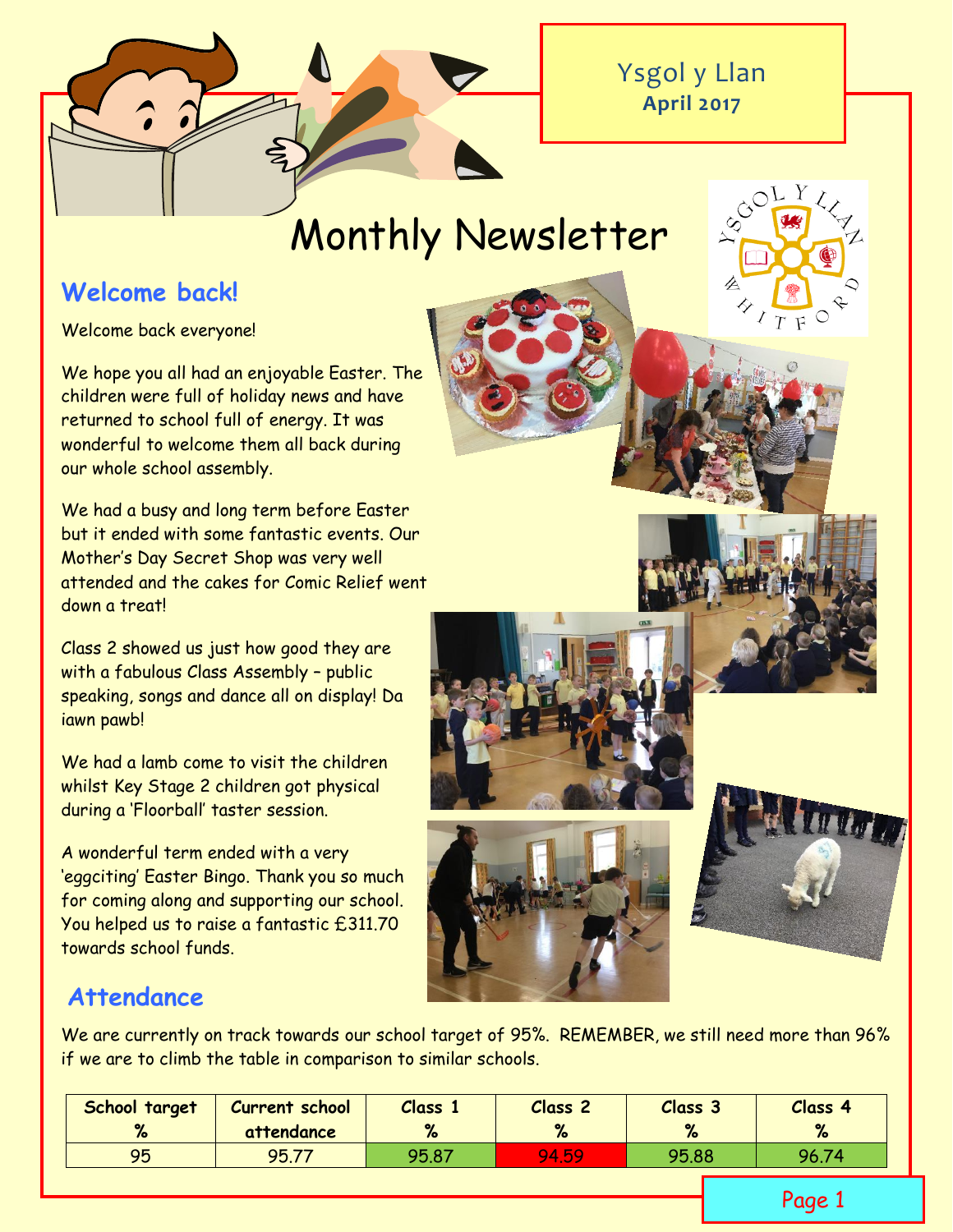Ysgol y Llan
**April 2017**

# Monthly Newsletter

## Welcome back!

Welcome back everyone!

We hope you all had an enjoyable Easter. The children were full of holiday news and have returned to school full of energy. It was wonderful to welcome them all back during our whole school assembly.

We had a busy and long term before Easter but it ended with some fantastic events. Our Mother's Day Secret Shop was very well attended and the cakes for Comic Relief went down a treat!

Class 2 showed us just how good they are with a fabulous Class Assembly – public speaking, songs and dance all on display! Da iawn pawb!

We had a lamb come to visit the children whilst Key Stage 2 children got physical during a 'Floorball' taster session.

A wonderful term ended with a very 'eggciting' Easter Bingo. Thank you so much for coming along and supporting our school. You helped us to raise a fantastic £311.70 towards school funds.

## Attendance

We are currently on track towards our school target of 95%. REMEMBER, we still need more than 96% if we are to climb the table in comparison to similar schools.

| School target % | Current school attendance | Class 1 % | Class 2 % | Class 3 % | Class 4 % |
|---|---|---|---|---|---|
| 95 | 95.77 | 95.87 | 94.59 | 95.88 | 96.74 |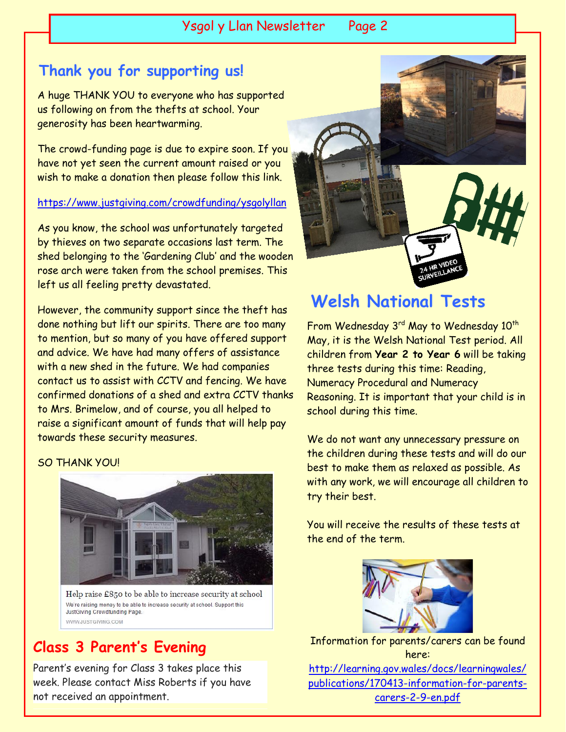## Thank you for supporting us!

A huge THANK YOU to everyone who has supported us following on from the thefts at school. Your generosity has been heartwarming.

The crowd-funding page is due to expire soon. If you have not yet seen the current amount raised or you wish to make a donation then please follow this link.

https://www.justgiving.com/crowdfunding/ysgolyllan

As you know, the school was unfortunately targeted by thieves on two separate occasions last term. The shed belonging to the 'Gardening Club' and the wooden rose arch were taken from the school premises. This left us all feeling pretty devastated.

However, the community support since the theft has done nothing but lift our spirits. There are too many to mention, but so many of you have offered support and advice. We have had many offers of assistance with a new shed in the future. We had companies contact us to assist with CCTV and fencing. We have confirmed donations of a shed and extra CCTV thanks to Mrs. Brimelow, and of course, you all helped to raise a significant amount of funds that will help pay towards these security measures.

SO THANK YOU!

Help raise £850 to be able to increase security at school

We're raising money to be able to increase security at school. Support this JustGiving Crowdfunding Page.

WWW.JUSTGIVING.COM

## Class 3 Parent's Evening

Parent's evening for Class 3 takes place this week. Please contact Miss Roberts if you have not received an appointment.

## Welsh National Tests

From Wednesday 3rd May to Wednesday 10th May, it is the Welsh National Test period. All children from **Year 2 to Year 6** will be taking three tests during this time: Reading, Numeracy Procedural and Numeracy Reasoning. It is important that your child is in school during this time.

We do not want any unnecessary pressure on the children during these tests and will do our best to make them as relaxed as possible. As with any work, we will encourage all children to try their best.

You will receive the results of these tests at the end of the term.

Information for parents/carers can be found here:

http://learning.gov.wales/docs/learningwales/publications/170413-information-for-parents-carers-2-9-en.pdf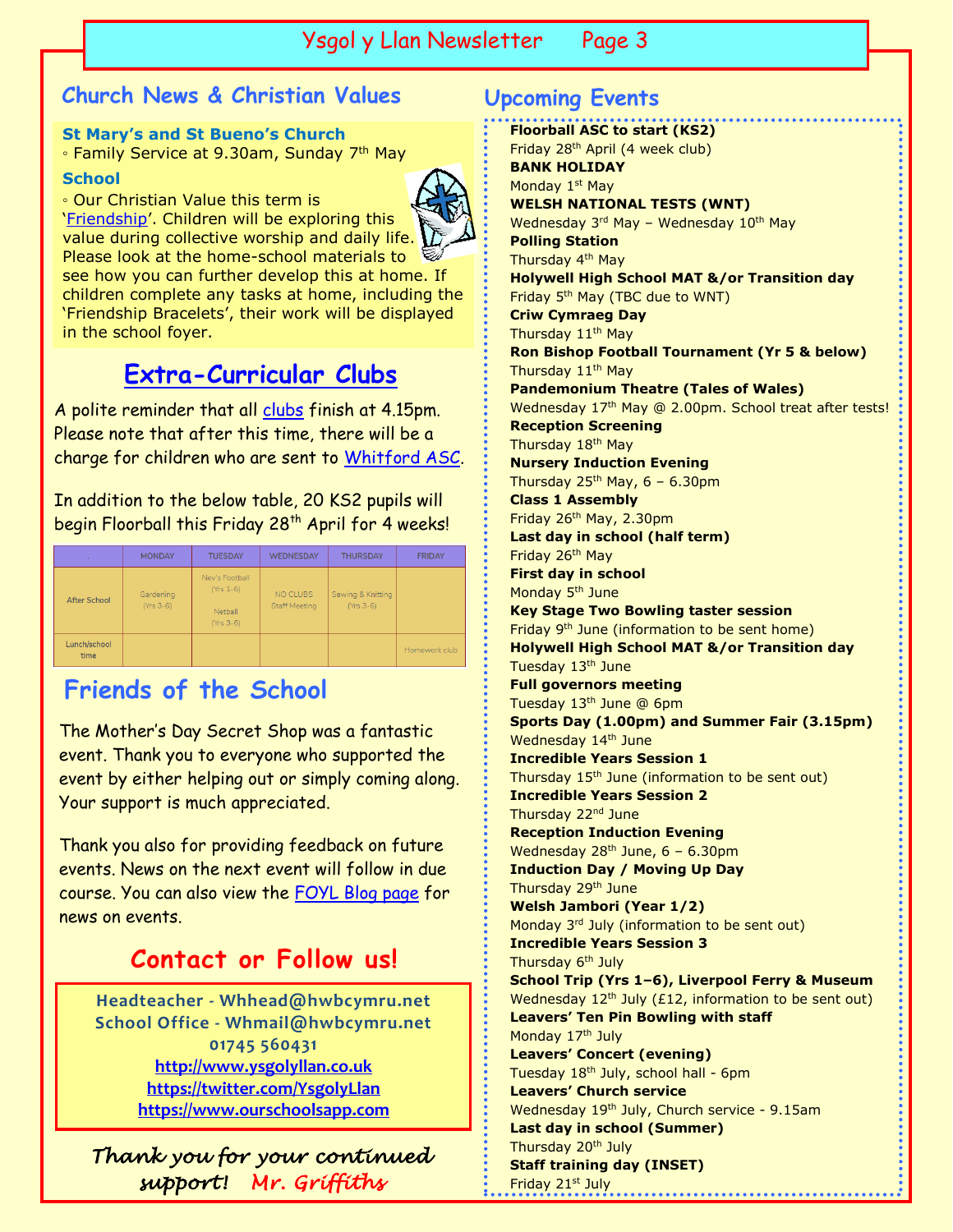# Ysgol y Llan Newsletter

## Church News & Christian Values

### St Mary's and St Bueno's Church

- Family Service at 9.30am, Sunday 7th May

### School

- Our Christian Value this term is 'Friendship'. Children will be exploring this value during collective worship and daily life. Please look at the home-school materials to see how you can further develop this at home. If children complete any tasks at home, including the 'Friendship Bracelets', their work will be displayed in the school foyer.

## Extra-Curricular Clubs

A polite reminder that all clubs finish at 4.15pm. Please note that after this time, there will be a charge for children who are sent to Whitford ASC.

In addition to the below table, 20 KS2 pupils will begin Floorball this Friday 28th April for 4 weeks!

| . | MONDAY | TUESDAY | WEDNESDAY | THURSDAY | FRIDAY |
|---|---|---|---|---|---|
| After School | Gardening (Yrs 3-6) | Nev's Football (Yrs 1-6)<br>Netball (Yrs 3-6) | NO CLUBS Staff Meeting | Sewing & Knitting (Yrs 3-6) | . |
| Lunch/school time | . | . | . | . | Homework club |

## Friends of the School

The Mother's Day Secret Shop was a fantastic event. Thank you to everyone who supported the event by either helping out or simply coming along. Your support is much appreciated.

Thank you also for providing feedback on future events. News on the next event will follow in due course. You can also view the FOYL Blog page for news on events.

## Contact or Follow us!

Headteacher - Whhead@hwbcymru.net
School Office - Whmail@hwbcymru.net
01745 560431
http://www.ysgolyllan.co.uk
https://twitter.com/YsgolyLlan
https://www.ourschoolsapp.com

*Thank you for your continued support!* *Mr. Griffiths*

## Upcoming Events

**Floorball ASC to start (KS2)**
Friday 28th April (4 week club)

**BANK HOLIDAY**
Monday 1st May

**WELSH NATIONAL TESTS (WNT)**
Wednesday 3rd May – Wednesday 10th May

**Polling Station**
Thursday 4th May

**Holywell High School MAT &/or Transition day**
Friday 5th May (TBC due to WNT)

**Criw Cymraeg Day**
Thursday 11th May

**Ron Bishop Football Tournament (Yr 5 & below)**
Thursday 11th May

**Pandemonium Theatre (Tales of Wales)**
Wednesday 17th May @ 2.00pm. School treat after tests!

**Reception Screening**
Thursday 18th May

**Nursery Induction Evening**
Thursday 25th May, 6 – 6.30pm

**Class 1 Assembly**
Friday 26th May, 2.30pm

**Last day in school (half term)**
Friday 26th May

**First day in school**
Monday 5th June

**Key Stage Two Bowling taster session**
Friday 9th June (information to be sent home)

**Holywell High School MAT &/or Transition day**
Tuesday 13th June

**Full governors meeting**
Tuesday 13th June @ 6pm

**Sports Day (1.00pm) and Summer Fair (3.15pm)**
Wednesday 14th June

**Incredible Years Session 1**
Thursday 15th June (information to be sent out)

**Incredible Years Session 2**
Thursday 22nd June

**Reception Induction Evening**
Wednesday 28th June, 6 – 6.30pm

**Induction Day / Moving Up Day**
Thursday 29th June

**Welsh Jambori (Year 1/2)**
Monday 3rd July (information to be sent out)

**Incredible Years Session 3**
Thursday 6th July

**School Trip (Yrs 1–6), Liverpool Ferry & Museum**
Wednesday 12th July (£12, information to be sent out)

**Leavers' Ten Pin Bowling with staff**
Monday 17th July

**Leavers' Concert (evening)**
Tuesday 18th July, school hall - 6pm

**Leavers' Church service**
Wednesday 19th July, Church service - 9.15am

**Last day in school (Summer)**
Thursday 20th July

**Staff training day (INSET)**
Friday 21st July